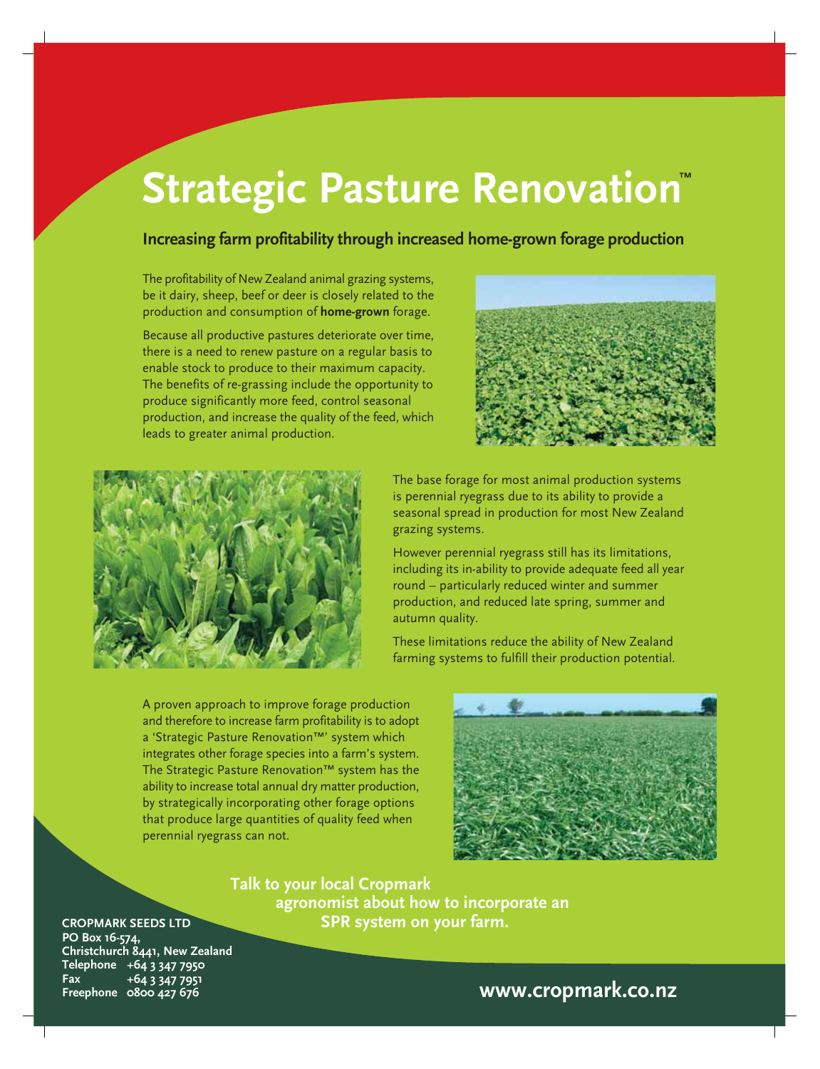# Strategic Pasture Renovation™

## Increasing farm profitability through increased home-grown forage production

The profitability of New Zealand animal grazing systems, be it dairy, sheep, beef or deer is closely related to the production and consumption of **home-grown** forage.

Because all productive pastures deteriorate over time, there is a need to renew pasture on a regular basis to enable stock to produce to their maximum capacity. The benefits of re-grassing include the opportunity to produce significantly more feed, control seasonal production, and increase the quality of the feed, which leads to greater animal production.

The base forage for most animal production systems is perennial ryegrass due to its ability to provide a seasonal spread in production for most New Zealand grazing systems.

However perennial ryegrass still has its limitations, including its in-ability to provide adequate feed all year round – particularly reduced winter and summer production, and reduced late spring, summer and autumn quality.

These limitations reduce the ability of New Zealand farming systems to fulfill their production potential.

A proven approach to improve forage production and therefore to increase farm profitability is to adopt a 'Strategic Pasture Renovation™' system which integrates other forage species into a farm's system. The Strategic Pasture Renovation™ system has the ability to increase total annual dry matter production, by strategically incorporating other forage options that produce large quantities of quality feed when perennial ryegrass can not.

**Talk to your local Cropmark agronomist about how to incorporate an SPR system on your farm.**

**CROPMARK SEEDS LTD**
**PO Box 16-574,**
**Christchurch 8441, New Zealand**
**Telephone** +64 3 347 7950
**Fax** +64 3 347 7951
**Freephone** 0800 427 676

**www.cropmark.co.nz**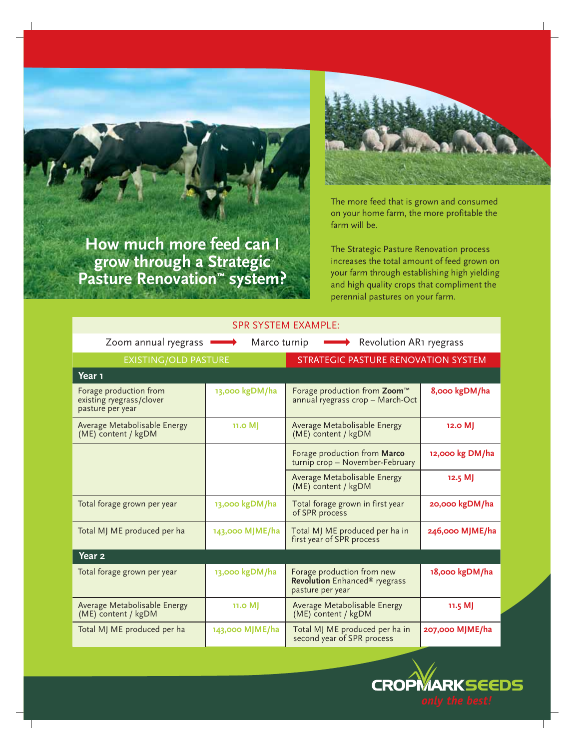# How much more feed can I grow through a Strategic Pasture Renovation™ system?

The more feed that is grown and consumed on your home farm, the more profitable the farm will be.

The Strategic Pasture Renovation process increases the total amount of feed grown on your farm through establishing high yielding and high quality crops that compliment the perennial pastures on your farm.

## SPR SYSTEM EXAMPLE:

Zoom annual ryegrass → Marco turnip → Revolution AR1 ryegrass

| EXISTING/OLD PASTURE | | STRATEGIC PASTURE RENOVATION SYSTEM | |
|---|---|---|---|
| **Year 1** | | | |
| Forage production from existing ryegrass/clover pasture per year | 13,000 kgDM/ha | Forage production from **Zoom™** annual ryegrass crop – March-Oct | 8,000 kgDM/ha |
| Average Metabolisable Energy (ME) content / kgDM | 11.0 MJ | Average Metabolisable Energy (ME) content / kgDM | 12.0 MJ |
| | | Forage production from **Marco** turnip crop – November-February | 12,000 kg DM/ha |
| | | Average Metabolisable Energy (ME) content / kgDM | 12.5 MJ |
| Total forage grown per year | 13,000 kgDM/ha | Total forage grown in first year of SPR process | 20,000 kgDM/ha |
| Total MJ ME produced per ha | 143,000 MJME/ha | Total MJ ME produced per ha in first year of SPR process | 246,000 MJME/ha |
| **Year 2** | | | |
| Total forage grown per year | 13,000 kgDM/ha | Forage production from new **Revolution** Enhanced® ryegrass pasture per year | 18,000 kgDM/ha |
| Average Metabolisable Energy (ME) content / kgDM | 11.0 MJ | Average Metabolisable Energy (ME) content / kgDM | 11.5 MJ |
| Total MJ ME produced per ha | 143,000 MJME/ha | Total MJ ME produced per ha in second year of SPR process | 207,000 MJME/ha |

CROPMARK SEEDS *only the best!*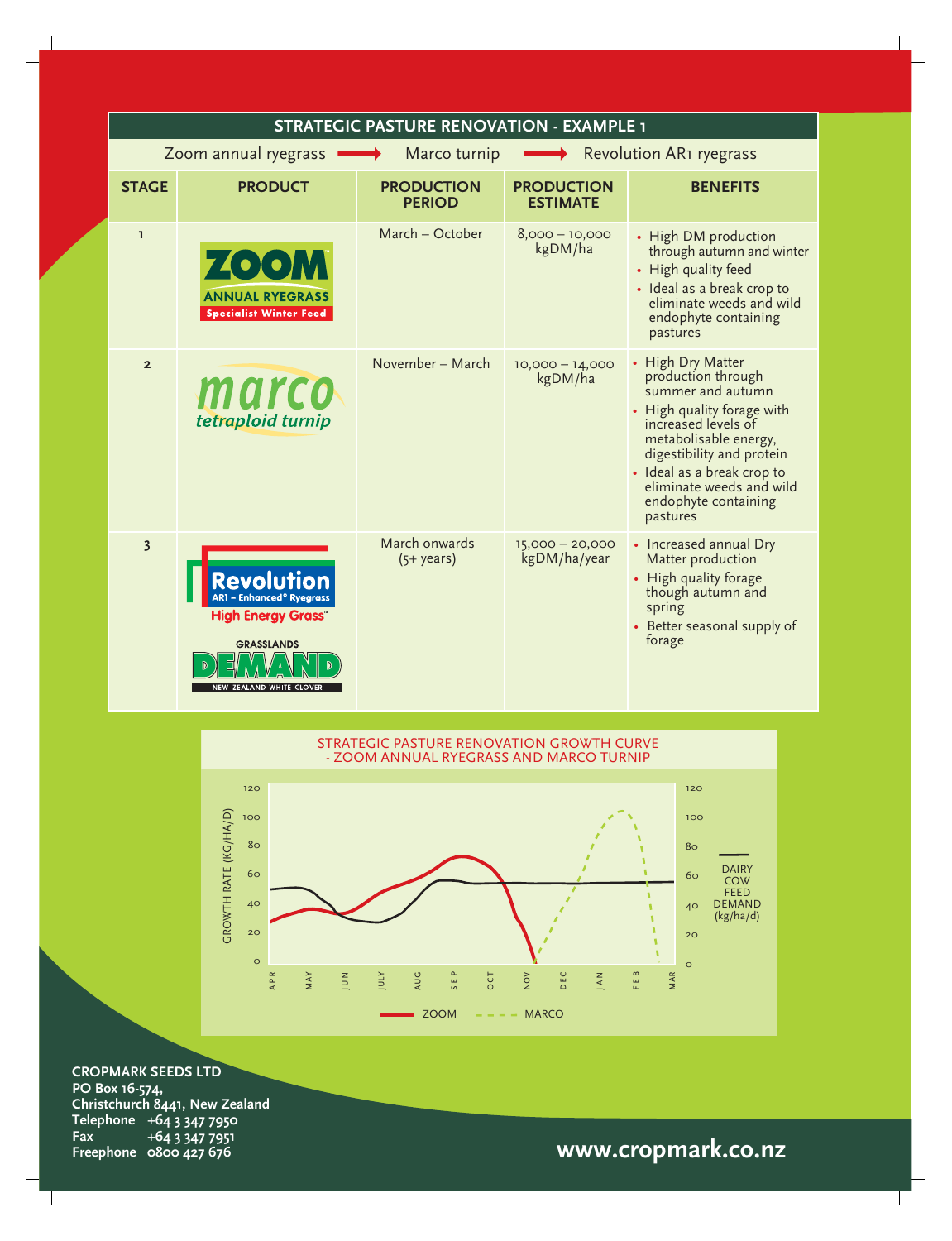## STRATEGIC PASTURE RENOVATION - EXAMPLE 1

Zoom annual ryegrass ➡ Marco turnip ➡ Revolution AR1 ryegrass

| STAGE | PRODUCT | PRODUCTION PERIOD | PRODUCTION ESTIMATE | BENEFITS |
|---|---|---|---|---|
| 1 | ZOOM ANNUAL RYEGRASS Specialist Winter Feed | March – October | 8,000 – 10,000 kgDM/ha | • High DM production through autumn and winter<br>• High quality feed<br>• Ideal as a break crop to eliminate weeds and wild endophyte containing pastures |
| 2 | marco tetraploid turnip | November – March | 10,000 – 14,000 kgDM/ha | • High Dry Matter production through summer and autumn<br>• High quality forage with increased levels of metabolisable energy, digestibility and protein<br>• Ideal as a break crop to eliminate weeds and wild endophyte containing pastures |
| 3 | Revolution AR1 – Enhanced® Ryegrass High Energy Grass™ / GRASSLANDS DEMAND NEW ZEALAND WHITE CLOVER | March onwards (5+ years) | 15,000 – 20,000 kgDM/ha/year | • Increased annual Dry Matter production<br>• High quality forage though autumn and spring<br>• Better seasonal supply of forage |

### STRATEGIC PASTURE RENOVATION GROWTH CURVE - ZOOM ANNUAL RYEGRASS AND MARCO TURNIP

GROWTH RATE (KG/HA/D): 0, 20, 40, 60, 80, 100, 120

APR, MAY, JUN, JULY, AUG, SEP, OCT, NOV, DEC, JAN, FEB, MAR

DAIRY COW FEED DEMAND (kg/ha/d)

ZOOM — MARCO

**CROPMARK SEEDS LTD**
**PO Box 16-574,**
**Christchurch 8441, New Zealand**
**Telephone** +64 3 347 7950
**Fax** +64 3 347 7951
**Freephone** 0800 427 676

**www.cropmark.co.nz**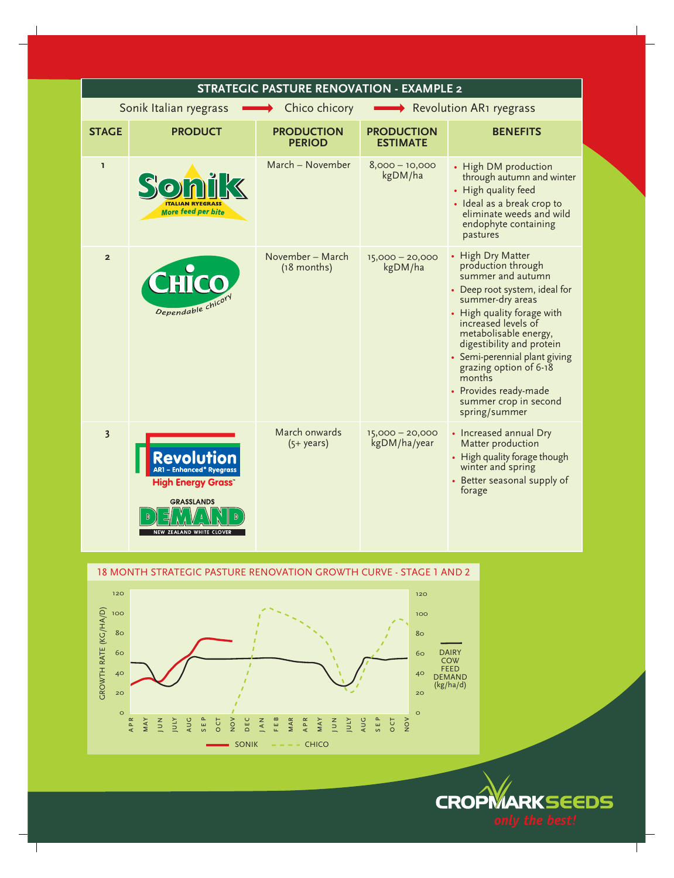## STRATEGIC PASTURE RENOVATION - EXAMPLE 2

Sonik Italian ryegrass ➡ Chico chicory ➡ Revolution AR1 ryegrass

| STAGE | PRODUCT | PRODUCTION PERIOD | PRODUCTION ESTIMATE | BENEFITS |
|---|---|---|---|---|
| 1 | Sonik ITALIAN RYEGRASS *More feed per bite* | March – November | 8,000 – 10,000 kgDM/ha | • High DM production through autumn and winter<br>• High quality feed<br>• Ideal as a break crop to eliminate weeds and wild endophyte containing pastures |
| 2 | Chico *Dependable chicory* | November – March (18 months) | 15,000 – 20,000 kgDM/ha | • High Dry Matter production through summer and autumn<br>• Deep root system, ideal for summer-dry areas<br>• High quality forage with increased levels of metabolisable energy, digestibility and protein<br>• Semi-perennial plant giving grazing option of 6-18 months<br>• Provides ready-made summer crop in second spring/summer |
| 3 | Revolution AR1 – Enhanced* Ryegrass High Energy Grass*<br>GRASSLANDS DEMAND NEW ZEALAND WHITE CLOVER | March onwards (5+ years) | 15,000 – 20,000 kgDM/ha/year | • Increased annual Dry Matter production<br>• High quality forage though winter and spring<br>• Better seasonal supply of forage |

### 18 MONTH STRATEGIC PASTURE RENOVATION GROWTH CURVE - STAGE 1 AND 2

GROWTH RATE (KG/HA/D)

0 20 40 60 80 100 120

APR MAY JUN JULY AUG SEP OCT NOV DEC JAN FEB MAR APR MAY JUN JULY AUG SEP OCT NOV

DAIRY COW FEED DEMAND (kg/ha/d)

SONIK — CHICO

CROPMARK SEEDS *only the best!*